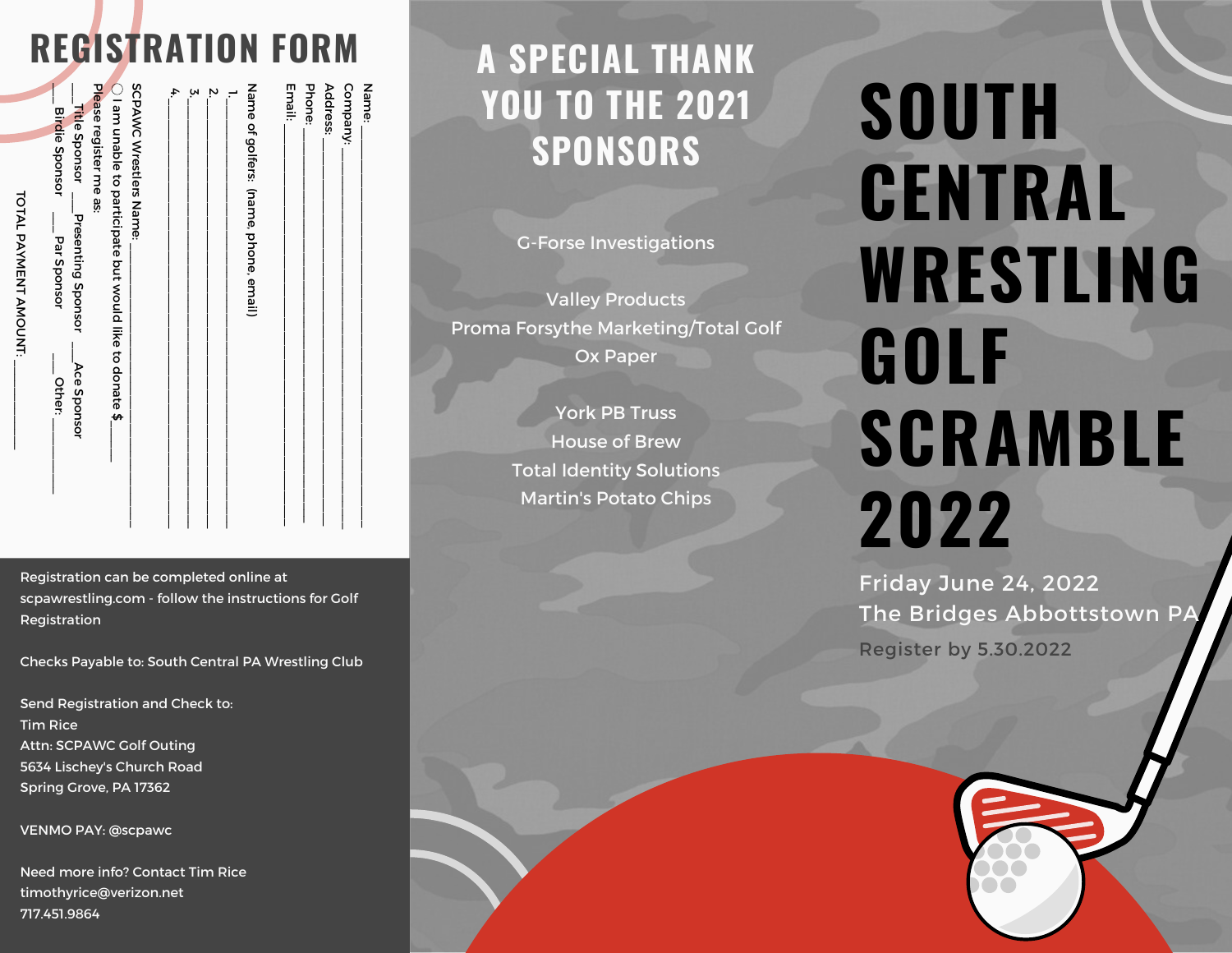## REGISTRATION FORM

Name: ______________________________

Company: ______________________________

Address: ______________________________

Phone: ______________________________

Email: ______________________________

Name of golfers: (name, phone, email)

1. ______________________________
2. ______________________________
3. ______________________________
4. ______________________________

SCPAWC Wrestlers Name: ______________________________

◯ I am unable to participate but would like to donate $______

Please register me as:

___ Title Sponsor ___ Presenting Sponsor ___ Ace Sponsor

___ Birdie Sponsor ___ Par Sponsor ___ Other: ______

TOTAL PAYMENT AMOUNT: ______

Registration can be completed online at scpawrestling.com - follow the instructions for Golf Registration

Checks Payable to: South Central PA Wrestling Club

Send Registration and Check to:
Tim Rice
Attn: SCPAWC Golf Outing
5634 Lischey's Church Road
Spring Grove, PA 17362

VENMO PAY: @scpawc

Need more info? Contact Tim Rice
timothyrice@verizon.net
717.451.9864

## A SPECIAL THANK YOU TO THE 2021 SPONSORS

G-Forse Investigations

Valley Products
Proma Forsythe Marketing/Total Golf
Ox Paper

York PB Truss
House of Brew
Total Identity Solutions
Martin's Potato Chips

# SOUTH CENTRAL WRESTLING GOLF SCRAMBLE 2022

Friday June 24, 2022
The Bridges Abbottstown PA

Register by 5.30.2022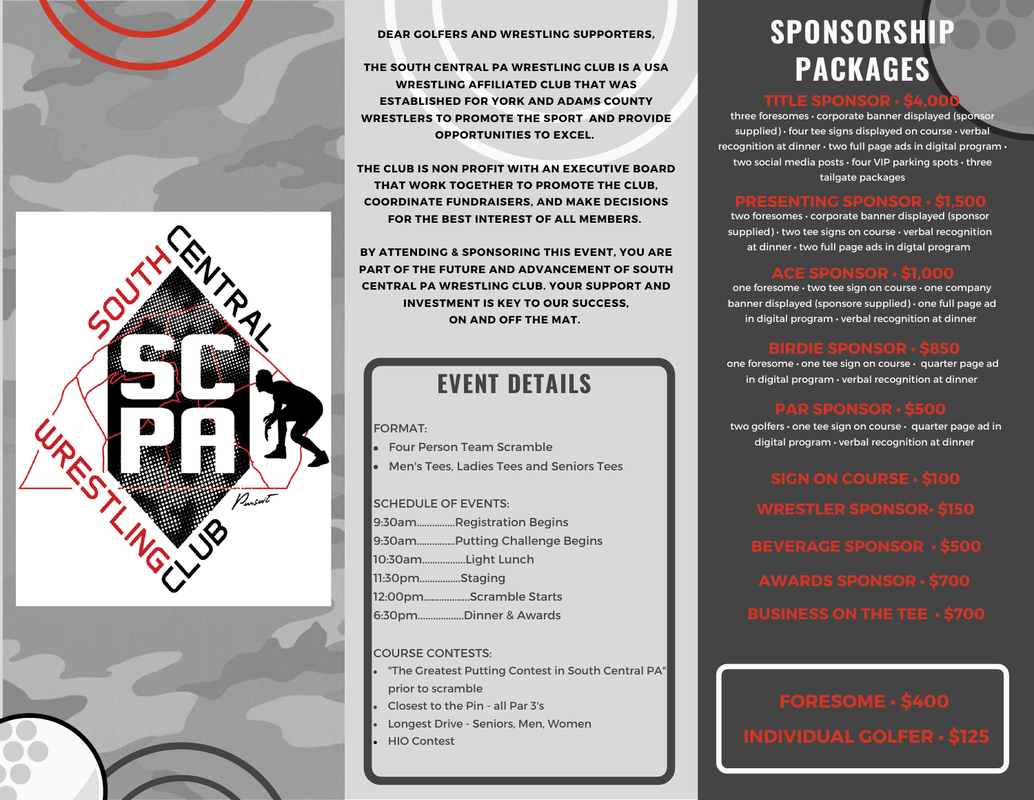DEAR GOLFERS AND WRESTLING SUPPORTERS,

THE SOUTH CENTRAL PA WRESTLING CLUB IS A USA WRESTLING AFFILIATED CLUB THAT WAS ESTABLISHED FOR YORK AND ADAMS COUNTY WRESTLERS TO PROMOTE THE SPORT AND PROVIDE OPPORTUNITIES TO EXCEL.

THE CLUB IS NON PROFIT WITH AN EXECUTIVE BOARD THAT WORK TOGETHER TO PROMOTE THE CLUB, COORDINATE FUNDRAISERS, AND MAKE DECISIONS FOR THE BEST INTEREST OF ALL MEMBERS.

BY ATTENDING & SPONSORING THIS EVENT, YOU ARE PART OF THE FUTURE AND ADVANCEMENT OF SOUTH CENTRAL PA WRESTLING CLUB. YOUR SUPPORT AND INVESTMENT IS KEY TO OUR SUCCESS, ON AND OFF THE MAT.

## EVENT DETAILS

FORMAT:

- Four Person Team Scramble
- Men's Tees, Ladies Tees and Seniors Tees

SCHEDULE OF EVENTS:

9:30am...............Registration Begins
9:30am...............Putting Challenge Begins
10:30am.................Light Lunch
11:30pm................Staging
12:00pm..................Scramble Starts
6:30pm.................Dinner & Awards

COURSE CONTESTS:

- "The Greatest Putting Contest in South Central PA" prior to scramble
- Closest to the Pin - all Par 3's
- Longest Drive - Seniors, Men, Women
- HIO Contest

# SPONSORSHIP PACKAGES

### TITLE SPONSOR • $4,000

three foresomes • corporate banner displayed (sponsor supplied) • four tee signs displayed on course • verbal recognition at dinner • two full page ads in digital program • two social media posts • four VIP parking spots • three tailgate packages

### PRESENTING SPONSOR • $1,500

two foresomes • corporate banner displayed (sponsor supplied) • two tee signs on course • verbal recognition at dinner • two full page ads in digtal program

### ACE SPONSOR • $1,000

one foresome • two tee sign on course • one company banner displayed (sponsore supplied) • one full page ad in digital program • verbal recognition at dinner

### BIRDIE SPONSOR • $850

one foresome • one tee sign on course • quarter page ad in digital program • verbal recognition at dinner

### PAR SPONSOR • $500

two golfers • one tee sign on course • quarter page ad in digital program • verbal recognition at dinner

### SIGN ON COURSE • $100

### WRESTLER SPONSOR• $150

### BEVERAGE SPONSOR • $500

### AWARDS SPONSOR • $700

### BUSINESS ON THE TEE • $700

### FORESOME • $400

### INDIVIDUAL GOLFER • $125